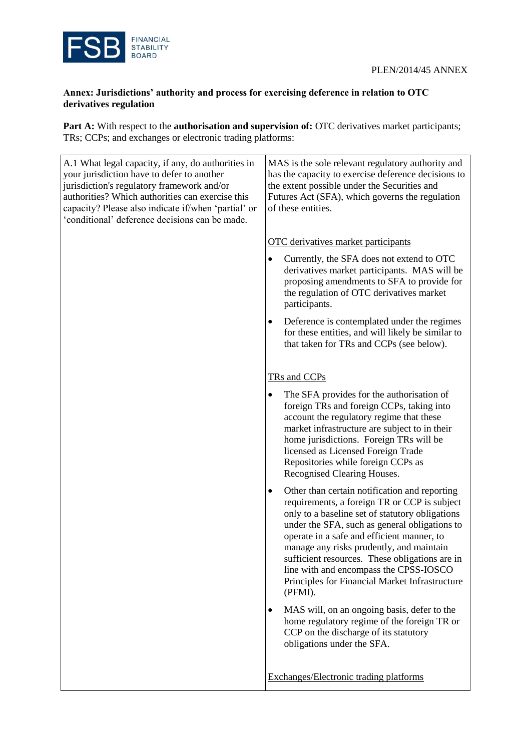PLEN/2014/45 ANNEX

**Annex: Jurisdictions' authority and process for exercising deference in relation to OTC derivatives regulation**

**Part A:** With respect to the **authorisation and supervision of:** OTC derivatives market participants; TRs; CCPs; and exchanges or electronic trading platforms:

| | |
|---|---|
| A.1 What legal capacity, if any, do authorities in your jurisdiction have to defer to another jurisdiction's regulatory framework and/or authorities? Which authorities can exercise this capacity? Please also indicate if/when 'partial' or 'conditional' deference decisions can be made. | MAS is the sole relevant regulatory authority and has the capacity to exercise deference decisions to the extent possible under the Securities and Futures Act (SFA), which governs the regulation of these entities.<br><br><u>OTC derivatives market participants</u><br><br>• Currently, the SFA does not extend to OTC derivatives market participants. MAS will be proposing amendments to SFA to provide for the regulation of OTC derivatives market participants.<br>• Deference is contemplated under the regimes for these entities, and will likely be similar to that taken for TRs and CCPs (see below).<br><br><u>TRs and CCPs</u><br><br>• The SFA provides for the authorisation of foreign TRs and foreign CCPs, taking into account the regulatory regime that these market infrastructure are subject to in their home jurisdictions. Foreign TRs will be licensed as Licensed Foreign Trade Repositories while foreign CCPs as Recognised Clearing Houses.<br>• Other than certain notification and reporting requirements, a foreign TR or CCP is subject only to a baseline set of statutory obligations under the SFA, such as general obligations to operate in a safe and efficient manner, to manage any risks prudently, and maintain sufficient resources. These obligations are in line with and encompass the CPSS-IOSCO Principles for Financial Market Infrastructure (PFMI).<br>• MAS will, on an ongoing basis, defer to the home regulatory regime of the foreign TR or CCP on the discharge of its statutory obligations under the SFA.<br><br><u>Exchanges/Electronic trading platforms</u> |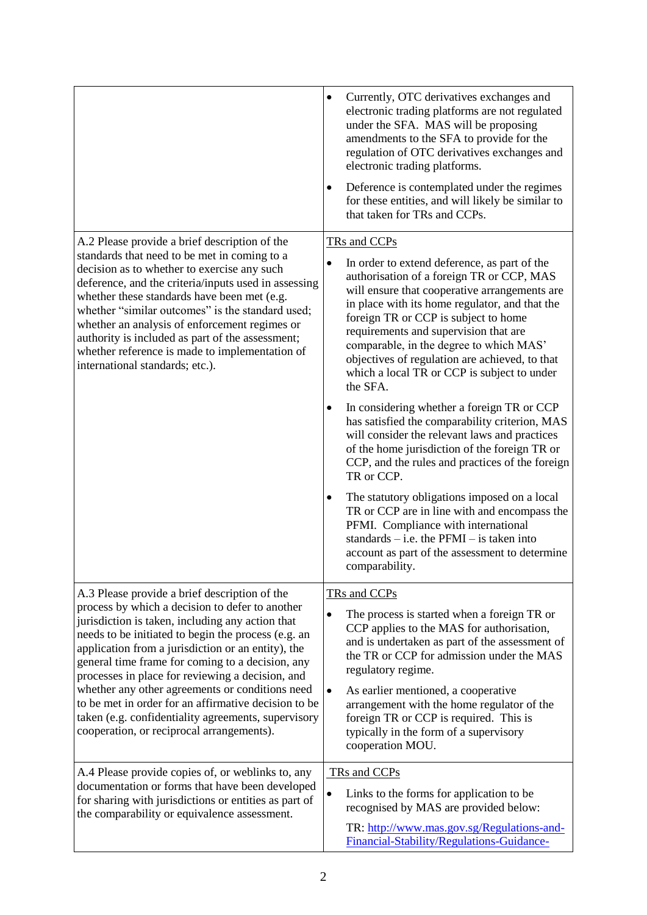| | |
|---|---|
| | <ul><li>Currently, OTC derivatives exchanges and electronic trading platforms are not regulated under the SFA. MAS will be proposing amendments to the SFA to provide for the regulation of OTC derivatives exchanges and electronic trading platforms.</li><li>Deference is contemplated under the regimes for these entities, and will likely be similar to that taken for TRs and CCPs.</li></ul> |
| A.2 Please provide a brief description of the standards that need to be met in coming to a decision as to whether to exercise any such deference, and the criteria/inputs used in assessing whether these standards have been met (e.g. whether "similar outcomes" is the standard used; whether an analysis of enforcement regimes or authority is included as part of the assessment; whether reference is made to implementation of international standards; etc.). | <u>TRs and CCPs</u><ul><li>In order to extend deference, as part of the authorisation of a foreign TR or CCP, MAS will ensure that cooperative arrangements are in place with its home regulator, and that the foreign TR or CCP is subject to home requirements and supervision that are comparable, in the degree to which MAS' objectives of regulation are achieved, to that which a local TR or CCP is subject to under the SFA.</li><li>In considering whether a foreign TR or CCP has satisfied the comparability criterion, MAS will consider the relevant laws and practices of the home jurisdiction of the foreign TR or CCP, and the rules and practices of the foreign TR or CCP.</li><li>The statutory obligations imposed on a local TR or CCP are in line with and encompass the PFMI. Compliance with international standards – i.e. the PFMI – is taken into account as part of the assessment to determine comparability.</li></ul> |
| A.3 Please provide a brief description of the process by which a decision to defer to another jurisdiction is taken, including any action that needs to be initiated to begin the process (e.g. an application from a jurisdiction or an entity), the general time frame for coming to a decision, any processes in place for reviewing a decision, and whether any other agreements or conditions need to be met in order for an affirmative decision to be taken (e.g. confidentiality agreements, supervisory cooperation, or reciprocal arrangements). | <u>TRs and CCPs</u><ul><li>The process is started when a foreign TR or CCP applies to the MAS for authorisation, and is undertaken as part of the assessment of the TR or CCP for admission under the MAS regulatory regime.</li><li>As earlier mentioned, a cooperative arrangement with the home regulator of the foreign TR or CCP is required. This is typically in the form of a supervisory cooperation MOU.</li></ul> |
| A.4 Please provide copies of, or weblinks to, any documentation or forms that have been developed for sharing with jurisdictions or entities as part of the comparability or equivalence assessment. | <u>TRs and CCPs</u><ul><li>Links to the forms for application to be recognised by MAS are provided below:<br>TR: http://www.mas.gov.sg/Regulations-and-Financial-Stability/Regulations-Guidance-</li></ul> |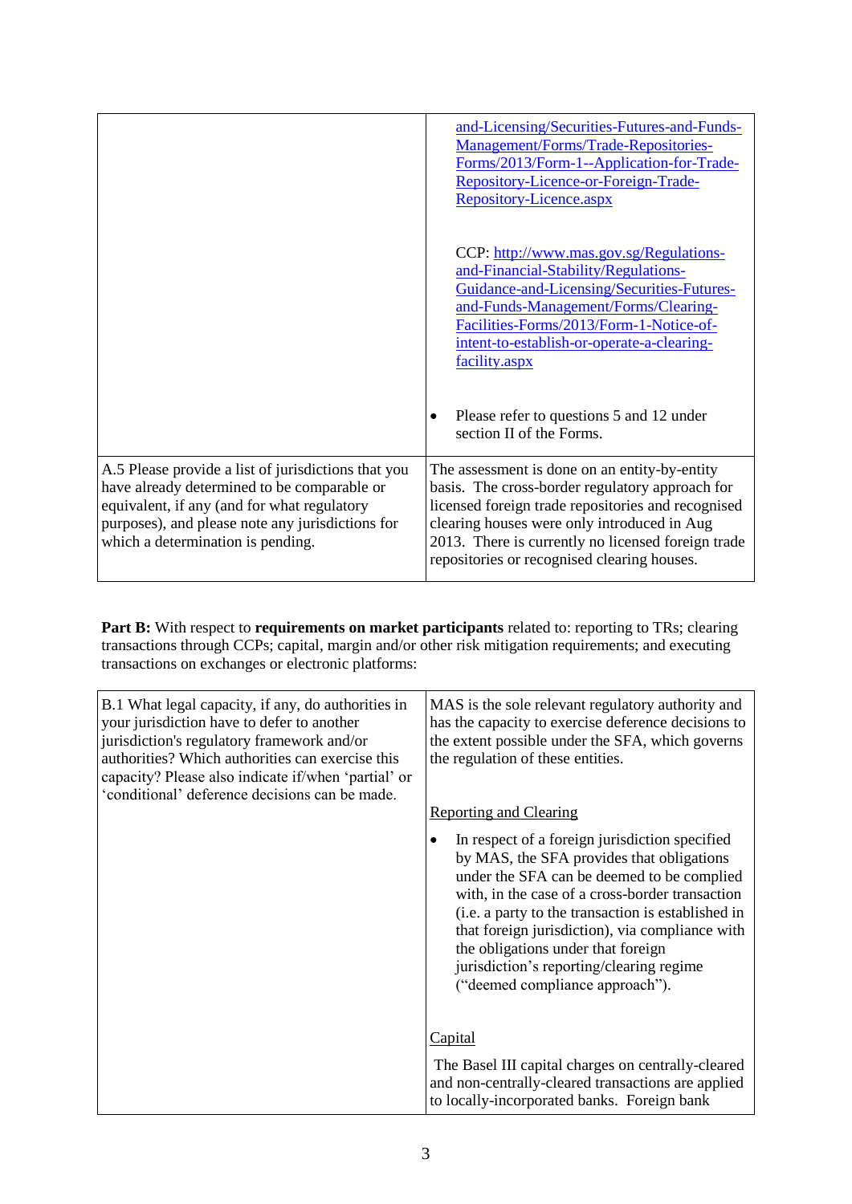| | |
|---|---|
| | [and-Licensing/Securities-Futures-and-Funds-Management/Forms/Trade-Repositories-Forms/2013/Form-1--Application-for-Trade-Repository-Licence-or-Foreign-Trade-Repository-Licence.aspx](and-Licensing/Securities-Futures-and-Funds-Management/Forms/Trade-Repositories-Forms/2013/Form-1--Application-for-Trade-Repository-Licence-or-Foreign-Trade-Repository-Licence.aspx)<br><br>CCP: [http://www.mas.gov.sg/Regulations-and-Financial-Stability/Regulations-Guidance-and-Licensing/Securities-Futures-and-Funds-Management/Forms/Clearing-Facilities-Forms/2013/Form-1-Notice-of-intent-to-establish-or-operate-a-clearing-facility.aspx](http://www.mas.gov.sg/Regulations-and-Financial-Stability/Regulations-Guidance-and-Licensing/Securities-Futures-and-Funds-Management/Forms/Clearing-Facilities-Forms/2013/Form-1-Notice-of-intent-to-establish-or-operate-a-clearing-facility.aspx)<br><br>• Please refer to questions 5 and 12 under section II of the Forms. |
| A.5 Please provide a list of jurisdictions that you have already determined to be comparable or equivalent, if any (and for what regulatory purposes), and please note any jurisdictions for which a determination is pending. | The assessment is done on an entity-by-entity basis. The cross-border regulatory approach for licensed foreign trade repositories and recognised clearing houses were only introduced in Aug 2013. There is currently no licensed foreign trade repositories or recognised clearing houses. |

**Part B:** With respect to **requirements on market participants** related to: reporting to TRs; clearing transactions through CCPs; capital, margin and/or other risk mitigation requirements; and executing transactions on exchanges or electronic platforms:

| | |
|---|---|
| B.1 What legal capacity, if any, do authorities in your jurisdiction have to defer to another jurisdiction's regulatory framework and/or authorities? Which authorities can exercise this capacity? Please also indicate if/when 'partial' or 'conditional' deference decisions can be made. | MAS is the sole relevant regulatory authority and has the capacity to exercise deference decisions to the extent possible under the SFA, which governs the regulation of these entities.<br><br><u>Reporting and Clearing</u><br><br>• In respect of a foreign jurisdiction specified by MAS, the SFA provides that obligations under the SFA can be deemed to be complied with, in the case of a cross-border transaction (i.e. a party to the transaction is established in that foreign jurisdiction), via compliance with the obligations under that foreign jurisdiction's reporting/clearing regime ("deemed compliance approach").<br><br><u>Capital</u><br><br>The Basel III capital charges on centrally-cleared and non-centrally-cleared transactions are applied to locally-incorporated banks. Foreign bank |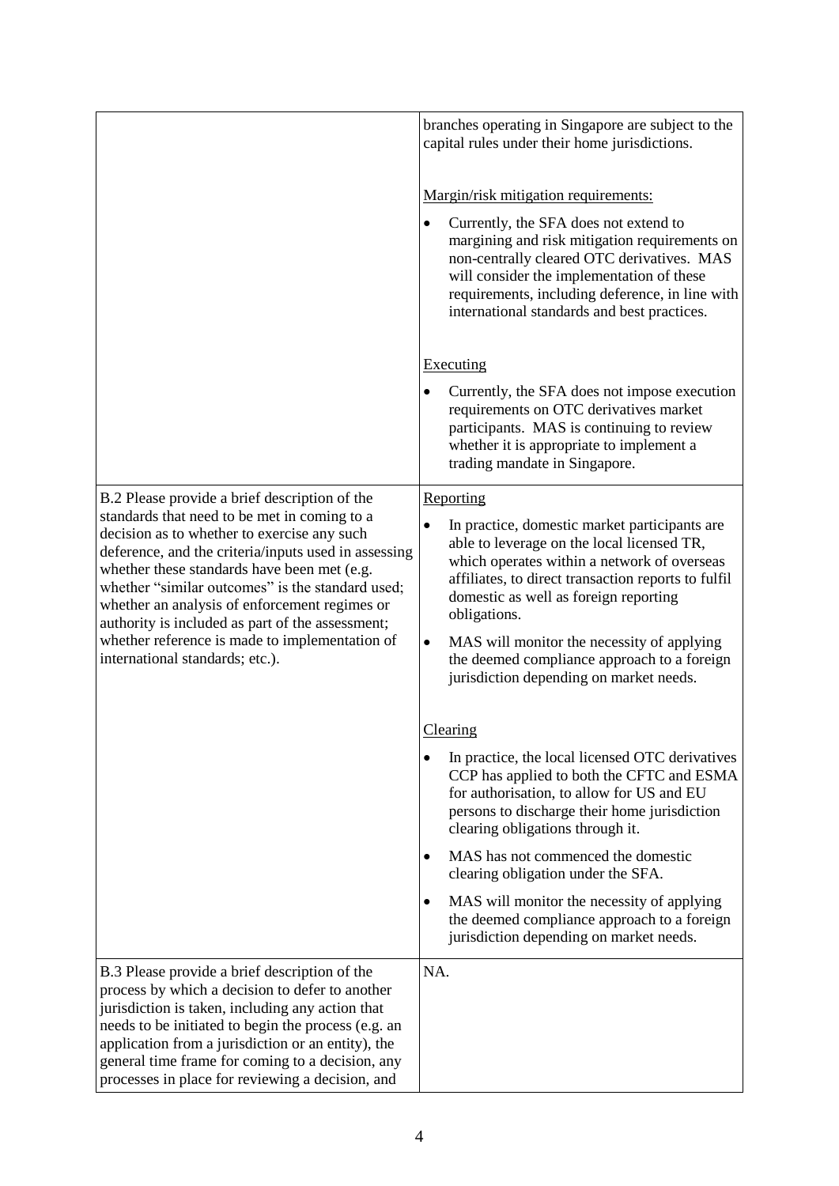| | |
|---|---|
| | branches operating in Singapore are subject to the capital rules under their home jurisdictions.<br><br><u>Margin/risk mitigation requirements:</u><br><br>• Currently, the SFA does not extend to margining and risk mitigation requirements on non-centrally cleared OTC derivatives. MAS will consider the implementation of these requirements, including deference, in line with international standards and best practices.<br><br><u>Executing</u><br><br>• Currently, the SFA does not impose execution requirements on OTC derivatives market participants. MAS is continuing to review whether it is appropriate to implement a trading mandate in Singapore. |
| B.2 Please provide a brief description of the standards that need to be met in coming to a decision as to whether to exercise any such deference, and the criteria/inputs used in assessing whether these standards have been met (e.g. whether "similar outcomes" is the standard used; whether an analysis of enforcement regimes or authority is included as part of the assessment; whether reference is made to implementation of international standards; etc.). | <u>Reporting</u><br><br>• In practice, domestic market participants are able to leverage on the local licensed TR, which operates within a network of overseas affiliates, to direct transaction reports to fulfil domestic as well as foreign reporting obligations.<br><br>• MAS will monitor the necessity of applying the deemed compliance approach to a foreign jurisdiction depending on market needs.<br><br><u>Clearing</u><br><br>• In practice, the local licensed OTC derivatives CCP has applied to both the CFTC and ESMA for authorisation, to allow for US and EU persons to discharge their home jurisdiction clearing obligations through it.<br><br>• MAS has not commenced the domestic clearing obligation under the SFA.<br><br>• MAS will monitor the necessity of applying the deemed compliance approach to a foreign jurisdiction depending on market needs. |
| B.3 Please provide a brief description of the process by which a decision to defer to another jurisdiction is taken, including any action that needs to be initiated to begin the process (e.g. an application from a jurisdiction or an entity), the general time frame for coming to a decision, any processes in place for reviewing a decision, and | NA. |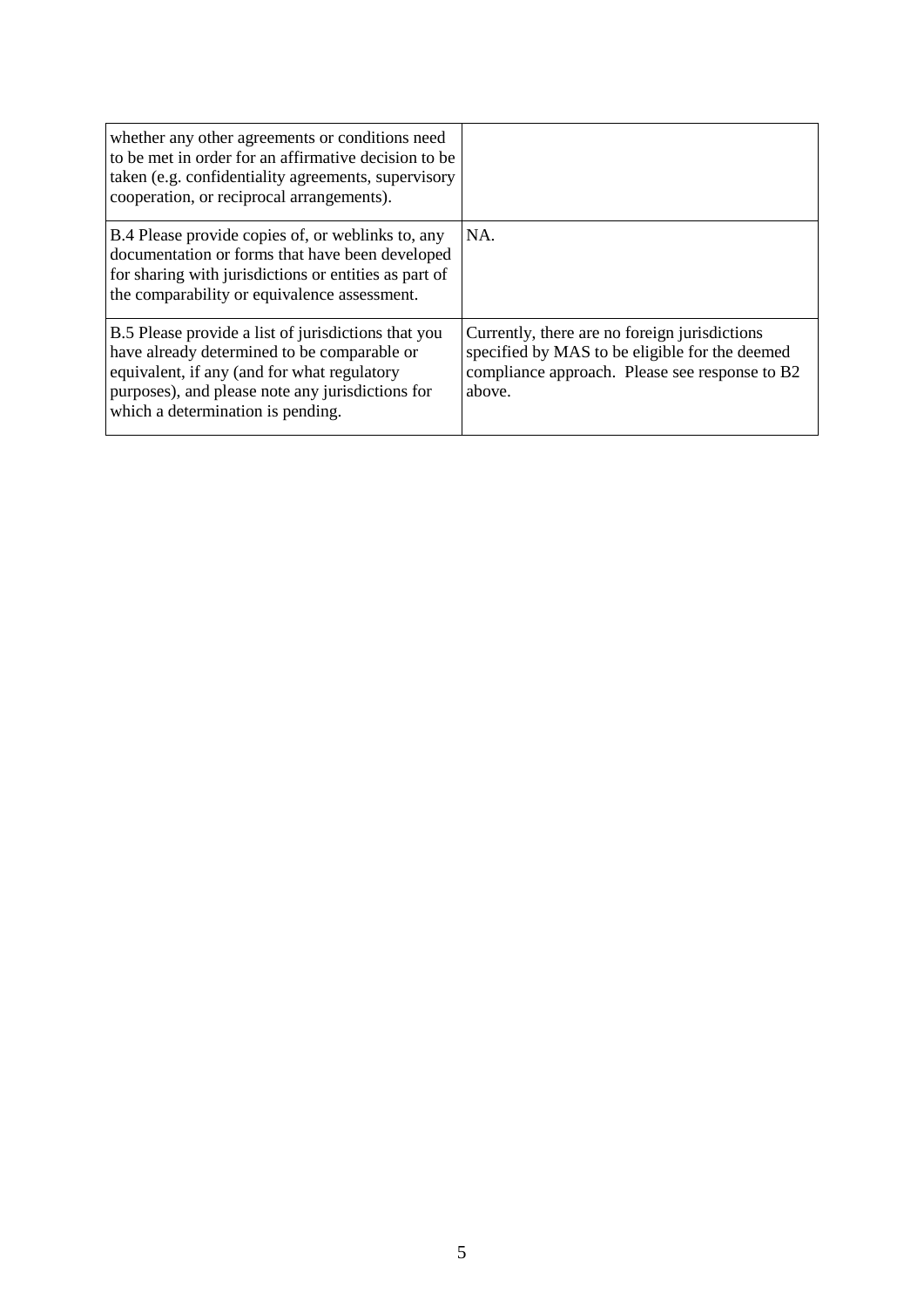| | |
|---|---|
| whether any other agreements or conditions need to be met in order for an affirmative decision to be taken (e.g. confidentiality agreements, supervisory cooperation, or reciprocal arrangements). | |
| B.4 Please provide copies of, or weblinks to, any documentation or forms that have been developed for sharing with jurisdictions or entities as part of the comparability or equivalence assessment. | NA. |
| B.5 Please provide a list of jurisdictions that you have already determined to be comparable or equivalent, if any (and for what regulatory purposes), and please note any jurisdictions for which a determination is pending. | Currently, there are no foreign jurisdictions specified by MAS to be eligible for the deemed compliance approach. Please see response to B2 above. |